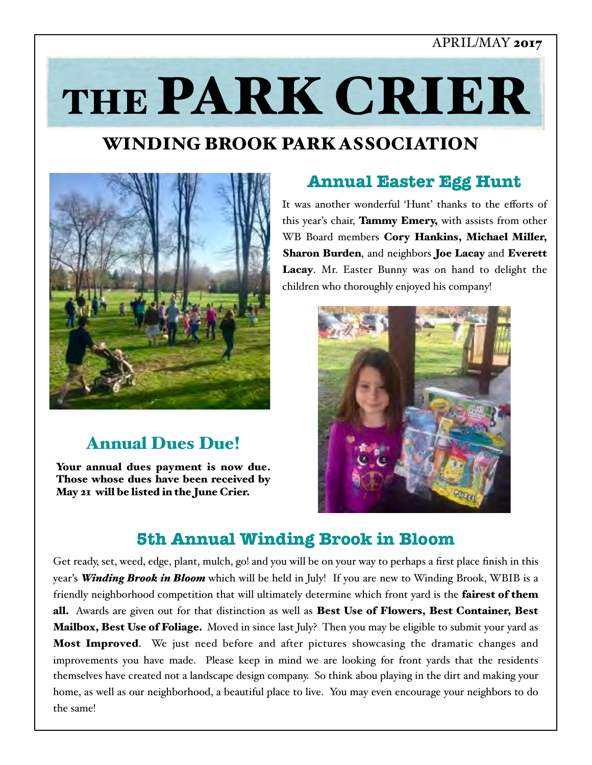APRIL/MAY 2017

# THE PARK CRIER

## WINDING BROOK PARK ASSOCIATION

## Annual Easter Egg Hunt

It was another wonderful 'Hunt' thanks to the efforts of this year's chair, **Tammy Emery,** with assists from other WB Board members **Cory Hankins, Michael Miller, Sharon Burden**, and neighbors **Joe Lacay** and **Everett Lacay**. Mr. Easter Bunny was on hand to delight the children who thoroughly enjoyed his company!

## Annual Dues Due!

**Your annual dues payment is now due. Those whose dues have been received by May 21 will be listed in the June Crier.**

## 5th Annual Winding Brook in Bloom

Get ready, set, weed, edge, plant, mulch, go! and you will be on your way to perhaps a first place finish in this year's ***Winding Brook in Bloom*** which will be held in July! If you are new to Winding Brook, WBIB is a friendly neighborhood competition that will ultimately determine which front yard is the **fairest of them all.** Awards are given out for that distinction as well as **Best Use of Flowers, Best Container, Best Mailbox, Best Use of Foliage.** Moved in since last July? Then you may be eligible to submit your yard as **Most Improved**. We just need before and after pictures showcasing the dramatic changes and improvements you have made. Please keep in mind we are looking for front yards that the residents themselves have created not a landscape design company. So think abou playing in the dirt and making your home, as well as our neighborhood, a beautiful place to live. You may even encourage your neighbors to do the same!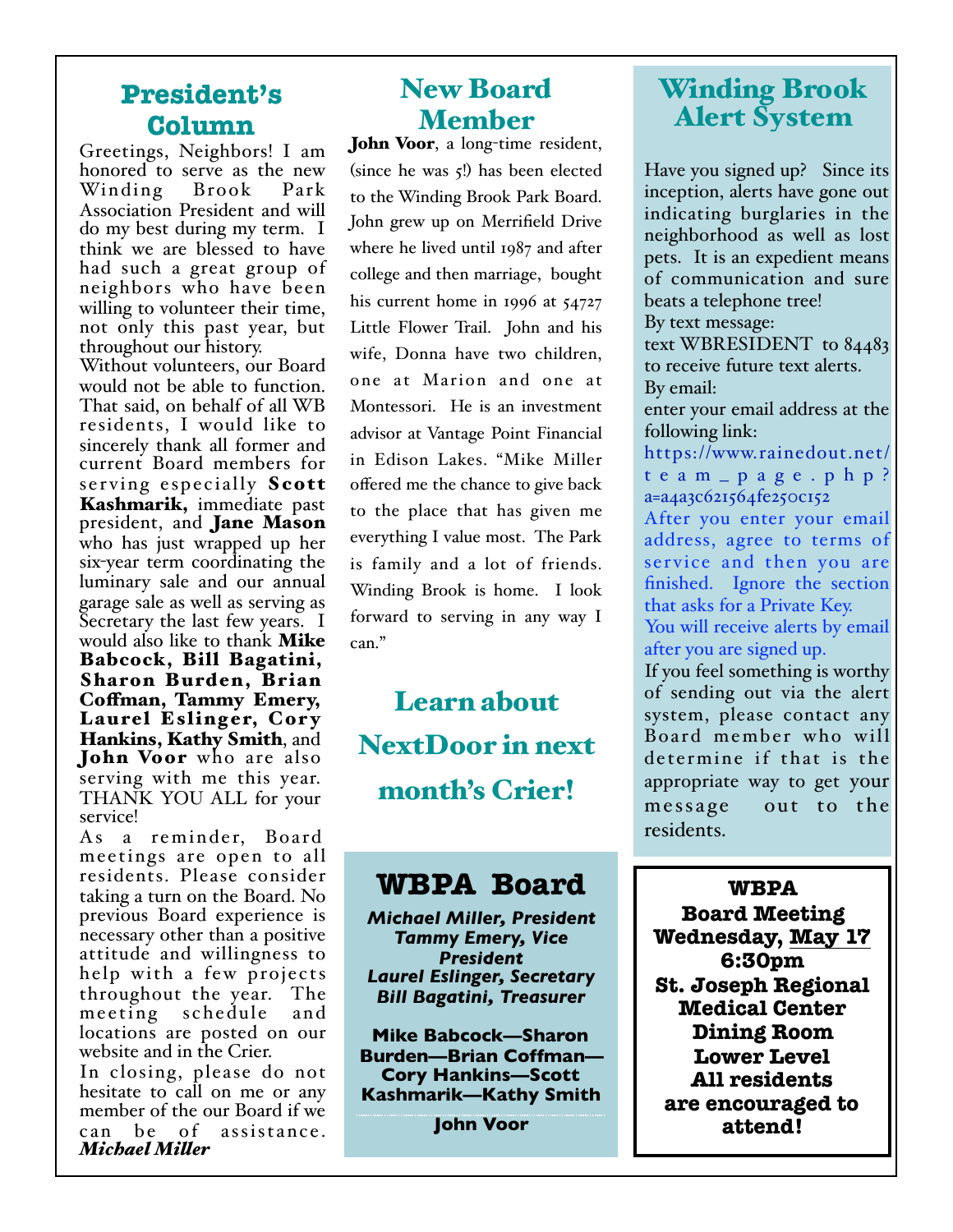## President's Column

Greetings, Neighbors! I am honored to serve as the new Winding Brook Park Association President and will do my best during my term. I think we are blessed to have had such a great group of neighbors who have been willing to volunteer their time, not only this past year, but throughout our history.

Without volunteers, our Board would not be able to function. That said, on behalf of all WB residents, I would like to sincerely thank all former and current Board members for serving especially **Scott Kashmarik,** immediate past president, and **Jane Mason** who has just wrapped up her six-year term coordinating the luminary sale and our annual garage sale as well as serving as Secretary the last few years. I would also like to thank **Mike Babcock, Bill Bagatini, Sharon Burden, Brian Coffman, Tammy Emery, Laurel Eslinger, Cory Hankins, Kathy Smith**, and **John Voor** who are also serving with me this year. THANK YOU ALL for your service!

As a reminder, Board meetings are open to all residents. Please consider taking a turn on the Board. No previous Board experience is necessary other than a positive attitude and willingness to help with a few projects throughout the year. The meeting schedule and locations are posted on our website and in the Crier.

In closing, please do not hesitate to call on me or any member of the our Board if we can be of assistance.

***Michael Miller***

## New Board Member

**John Voor**, a long-time resident, (since he was 5!) has been elected to the Winding Brook Park Board. John grew up on Merrifield Drive where he lived until 1987 and after college and then marriage, bought his current home in 1996 at 54727 Little Flower Trail. John and his wife, Donna have two children, one at Marion and one at Montessori. He is an investment advisor at Vantage Point Financial in Edison Lakes. "Mike Miller offered me the chance to give back to the place that has given me everything I value most. The Park is family and a lot of friends. Winding Brook is home. I look forward to serving in any way I can."

## Learn about NextDoor in next month's Crier!

## WBPA Board

***Michael Miller, President***
***Tammy Emery, Vice President***
***Laurel Eslinger, Secretary***
***Bill Bagatini, Treasurer***

**Mike Babcock—Sharon Burden—Brian Coffman—Cory Hankins—Scott Kashmarik—Kathy Smith**

**John Voor**

## Winding Brook Alert System

Have you signed up? Since its inception, alerts have gone out indicating burglaries in the neighborhood as well as lost pets. It is an expedient means of communication and sure beats a telephone tree!

By text message:
text WBRESIDENT to 84483 to receive future text alerts.

By email:
enter your email address at the following link:
https://www.rainedout.net/team_page.php?a=a4a3c621564fe250c152

After you enter your email address, agree to terms of service and then you are finished. Ignore the section that asks for a Private Key.
You will receive alerts by email after you are signed up.

If you feel something is worthy of sending out via the alert system, please contact any Board member who will determine if that is the appropriate way to get your message out to the residents.

**WBPA**
**Board Meeting**
**Wednesday, May 17**
**6:30pm**
**St. Joseph Regional Medical Center**
**Dining Room**
**Lower Level**
**All residents are encouraged to attend!**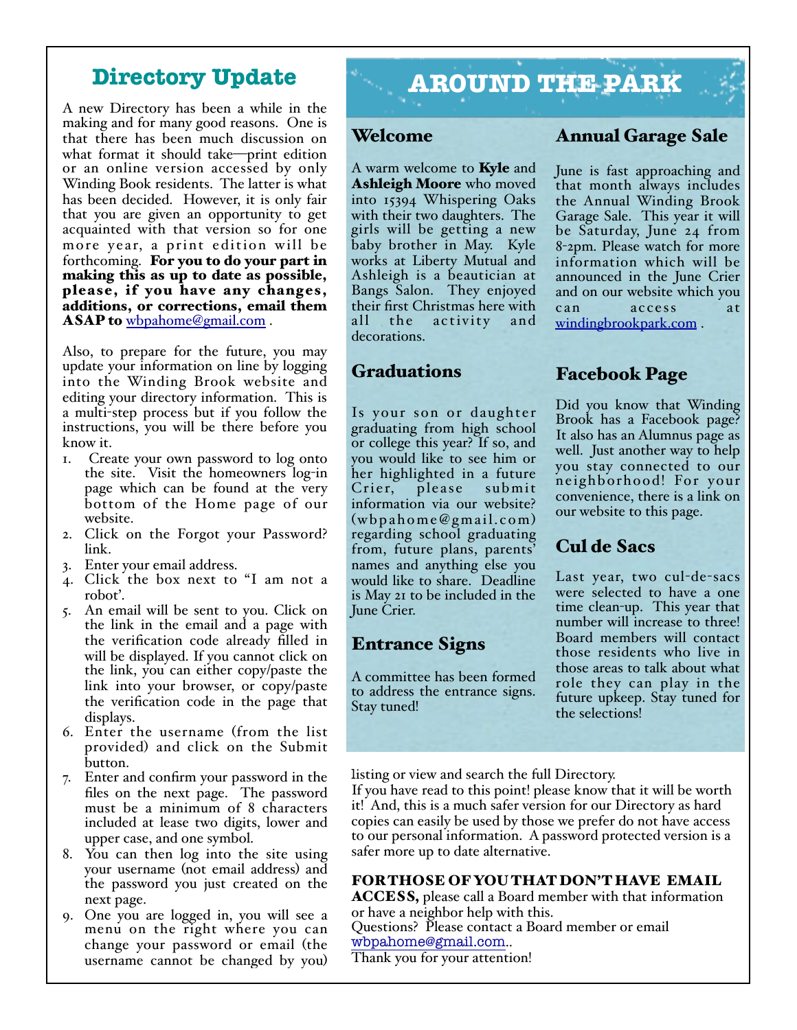## Directory Update

A new Directory has been a while in the making and for many good reasons. One is that there has been much discussion on what format it should take—print edition or an online version accessed by only Winding Book residents. The latter is what has been decided. However, it is only fair that you are given an opportunity to get acquainted with that version so for one more year, a print edition will be forthcoming. **For you to do your part in making this as up to date as possible, please, if you have any changes, additions, or corrections, email them ASAP to** wbpahome@gmail.com .

Also, to prepare for the future, you may update your information on line by logging into the Winding Brook website and editing your directory information. This is a multi-step process but if you follow the instructions, you will be there before you know it.

1. Create your own password to log onto the site. Visit the homeowners log-in page which can be found at the very bottom of the Home page of our website.
2. Click on the Forgot your Password? link.
3. Enter your email address.
4. Click the box next to "I am not a robot'.
5. An email will be sent to you. Click on the link in the email and a page with the verification code already filled in will be displayed. If you cannot click on the link, you can either copy/paste the link into your browser, or copy/paste the verification code in the page that displays.
6. Enter the username (from the list provided) and click on the Submit button.
7. Enter and confirm your password in the files on the next page. The password must be a minimum of 8 characters included at lease two digits, lower and upper case, and one symbol.
8. You can then log into the site using your username (not email address) and the password you just created on the next page.
9. One you are logged in, you will see a menu on the right where you can change your password or email (the username cannot be changed by you) listing or view and search the full Directory.

If you have read to this point! please know that it will be worth it! And, this is a much safer version for our Directory as hard copies can easily be used by those we prefer do not have access to our personal information. A password protected version is a safer more up to date alternative.

**FOR THOSE OF YOU THAT DON'T HAVE EMAIL ACCESS,** please call a Board member with that information or have a neighbor help with this.
Questions? Please contact a Board member or email wbpahome@gmail.com..
Thank you for your attention!

# AROUND THE PARK

## Welcome

A warm welcome to **Kyle** and **Ashleigh Moore** who moved into 15394 Whispering Oaks with their two daughters. The girls will be getting a new baby brother in May. Kyle works at Liberty Mutual and Ashleigh is a beautician at Bangs Salon. They enjoyed their first Christmas here with all the activity and decorations.

## Graduations

Is your son or daughter graduating from high school or college this year? If so, and you would like to see him or her highlighted in a future Crier, please submit information via our website? (wbpahome@gmail.com) regarding school graduating from, future plans, parents' names and anything else you would like to share. Deadline is May 21 to be included in the June Crier.

## Entrance Signs

A committee has been formed to address the entrance signs. Stay tuned!

## Annual Garage Sale

June is fast approaching and that month always includes the Annual Winding Brook Garage Sale. This year it will be Saturday, June 24 from 8-2pm. Please watch for more information which will be announced in the June Crier and on our website which you can access at windingbrookpark.com .

## Facebook Page

Did you know that Winding Brook has a Facebook page? It also has an Alumnus page as well. Just another way to help you stay connected to our neighborhood! For your convenience, there is a link on our website to this page.

## Cul de Sacs

Last year, two cul-de-sacs were selected to have a one time clean-up. This year that number will increase to three! Board members will contact those residents who live in those areas to talk about what role they can play in the future upkeep. Stay tuned for the selections!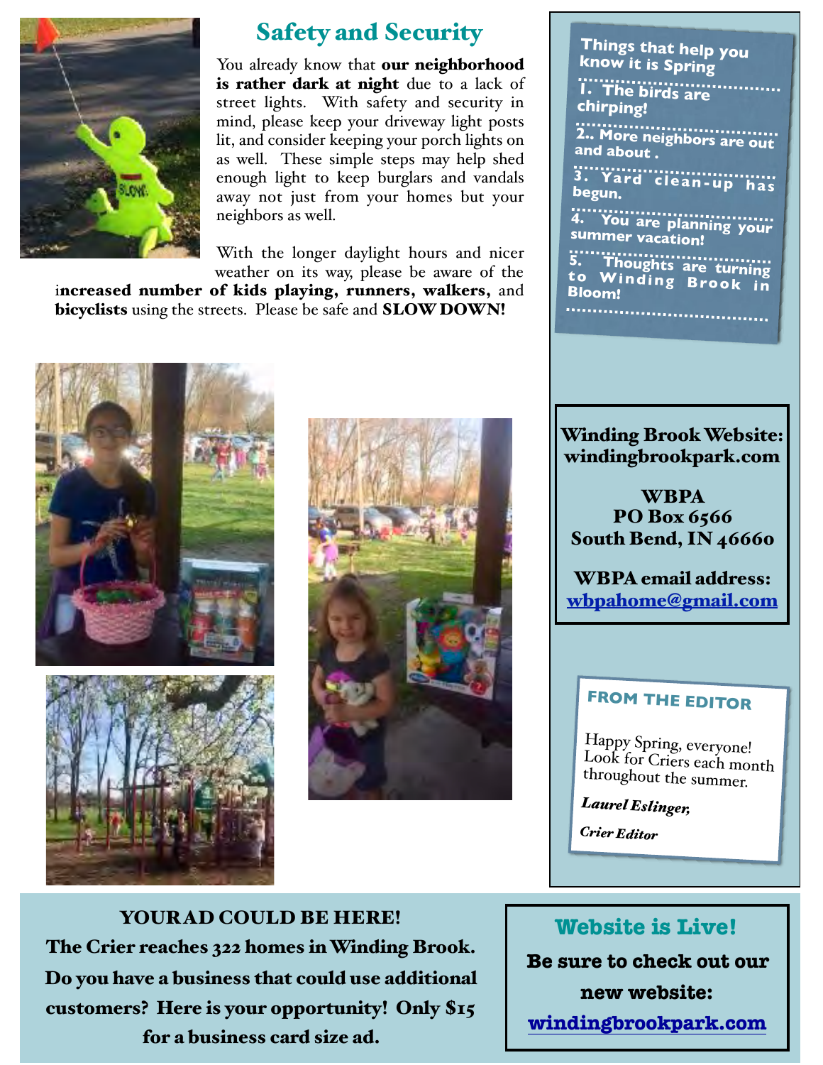## Safety and Security

You already know that **our neighborhood is rather dark at night** due to a lack of street lights. With safety and security in mind, please keep your driveway light posts lit, and consider keeping your porch lights on as well. These simple steps may help shed enough light to keep burglars and vandals away not just from your homes but your neighbors as well.

With the longer daylight hours and nicer weather on its way, please be aware of the i**ncreased number of kids playing, runners, walkers,** and **bicyclists** using the streets. Please be safe and **SLOW DOWN!**

**Things that help you know it is Spring**

1. The birds are chirping!
2.. More neighbors are out and about .
3. Yard clean-up has begun.
4. You are planning your summer vacation!
5. Thoughts are turning to Winding Brook in Bloom!

**Winding Brook Website: windingbrookpark.com**

**WBPA**
**PO Box 6566**
**South Bend, IN 46660**

**WBPA email address:**
**wbpahome@gmail.com**

**FROM THE EDITOR**

Happy Spring, everyone! Look for Criers each month throughout the summer.

***Laurel Eslinger,***

***Crier Editor***

**YOUR AD COULD BE HERE!**
**The Crier reaches 322 homes in Winding Brook. Do you have a business that could use additional customers? Here is your opportunity! Only $15 for a business card size ad.**

**Website is Live!**

**Be sure to check out our new website:**
**windingbrookpark.com**